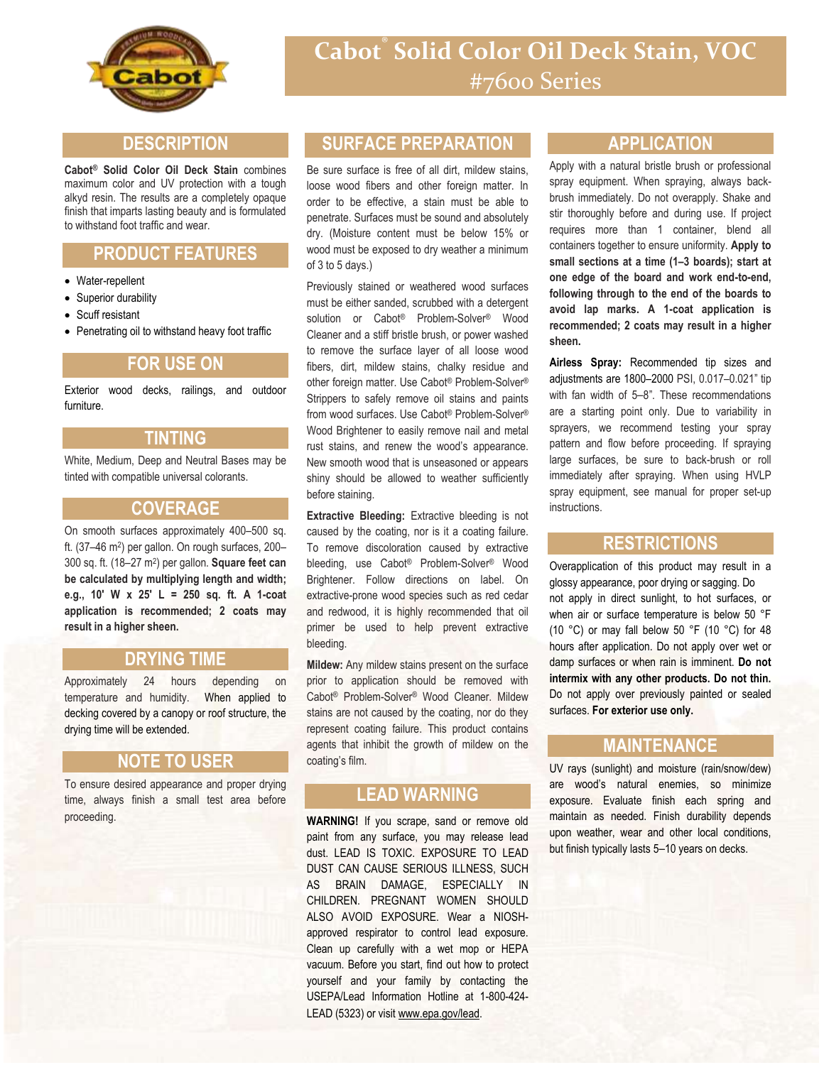# Cabot® Solid Color Oil Deck Stain, VOC #7600 Series

## DESCRIPTION

**Cabot® Solid Color Oil Deck Stain** combines maximum color and UV protection with a tough alkyd resin. The results are a completely opaque finish that imparts lasting beauty and is formulated to withstand foot traffic and wear.

## PRODUCT FEATURES

- Water-repellent
- Superior durability
- Scuff resistant
- Penetrating oil to withstand heavy foot traffic

## FOR USE ON

Exterior wood decks, railings, and outdoor furniture.

## TINTING

White, Medium, Deep and Neutral Bases may be tinted with compatible universal colorants.

## COVERAGE

On smooth surfaces approximately 400–500 sq. ft. (37–46 $m^2$) per gallon. On rough surfaces, 200–300 sq. ft. (18–27 $m^2$) per gallon. **Square feet can be calculated by multiplying length and width; e.g., 10' W x 25' L = 250 sq. ft. A 1-coat application is recommended; 2 coats may result in a higher sheen.**

## DRYING TIME

Approximately 24 hours depending on temperature and humidity. When applied to decking covered by a canopy or roof structure, the drying time will be extended.

## NOTE TO USER

To ensure desired appearance and proper drying time, always finish a small test area before proceeding.

## SURFACE PREPARATION

Be sure surface is free of all dirt, mildew stains, loose wood fibers and other foreign matter. In order to be effective, a stain must be able to penetrate. Surfaces must be sound and absolutely dry. (Moisture content must be below 15% or wood must be exposed to dry weather a minimum of 3 to 5 days.)

Previously stained or weathered wood surfaces must be either sanded, scrubbed with a detergent solution or Cabot® Problem-Solver® Wood Cleaner and a stiff bristle brush, or power washed to remove the surface layer of all loose wood fibers, dirt, mildew stains, chalky residue and other foreign matter. Use Cabot® Problem-Solver® Strippers to safely remove oil stains and paints from wood surfaces. Use Cabot® Problem-Solver® Wood Brightener to easily remove nail and metal rust stains, and renew the wood's appearance. New smooth wood that is unseasoned or appears shiny should be allowed to weather sufficiently before staining.

**Extractive Bleeding:** Extractive bleeding is not caused by the coating, nor is it a coating failure. To remove discoloration caused by extractive bleeding, use Cabot® Problem-Solver® Wood Brightener. Follow directions on label. On extractive-prone wood species such as red cedar and redwood, it is highly recommended that oil primer be used to help prevent extractive bleeding.

**Mildew:** Any mildew stains present on the surface prior to application should be removed with Cabot® Problem-Solver® Wood Cleaner. Mildew stains are not caused by the coating, nor do they represent coating failure. This product contains agents that inhibit the growth of mildew on the coating's film.

## LEAD WARNING

**WARNING!** If you scrape, sand or remove old paint from any surface, you may release lead dust. LEAD IS TOXIC. EXPOSURE TO LEAD DUST CAN CAUSE SERIOUS ILLNESS, SUCH AS BRAIN DAMAGE, ESPECIALLY IN CHILDREN. PREGNANT WOMEN SHOULD ALSO AVOID EXPOSURE. Wear a NIOSH-approved respirator to control lead exposure. Clean up carefully with a wet mop or HEPA vacuum. Before you start, find out how to protect yourself and your family by contacting the USEPA/Lead Information Hotline at 1-800-424-LEAD (5323) or visit www.epa.gov/lead.

## APPLICATION

Apply with a natural bristle brush or professional spray equipment. When spraying, always back-brush immediately. Do not overapply. Shake and stir thoroughly before and during use. If project requires more than 1 container, blend all containers together to ensure uniformity. **Apply to small sections at a time (1–3 boards); start at one edge of the board and work end-to-end, following through to the end of the boards to avoid lap marks. A 1-coat application is recommended; 2 coats may result in a higher sheen.**

**Airless Spray:** Recommended tip sizes and adjustments are 1800–2000 PSI, 0.017–0.021" tip with fan width of 5–8". These recommendations are a starting point only. Due to variability in sprayers, we recommend testing your spray pattern and flow before proceeding. If spraying large surfaces, be sure to back-brush or roll immediately after spraying. When using HVLP spray equipment, see manual for proper set-up instructions.

## RESTRICTIONS

Overapplication of this product may result in a glossy appearance, poor drying or sagging. Do not apply in direct sunlight, to hot surfaces, or when air or surface temperature is below 50 °F (10 °C) or may fall below 50 °F (10 °C) for 48 hours after application. Do not apply over wet or damp surfaces or when rain is imminent. **Do not intermix with any other products. Do not thin.** Do not apply over previously painted or sealed surfaces. **For exterior use only.**

## MAINTENANCE

UV rays (sunlight) and moisture (rain/snow/dew) are wood's natural enemies, so minimize exposure. Evaluate finish each spring and maintain as needed. Finish durability depends upon weather, wear and other local conditions, but finish typically lasts 5–10 years on decks.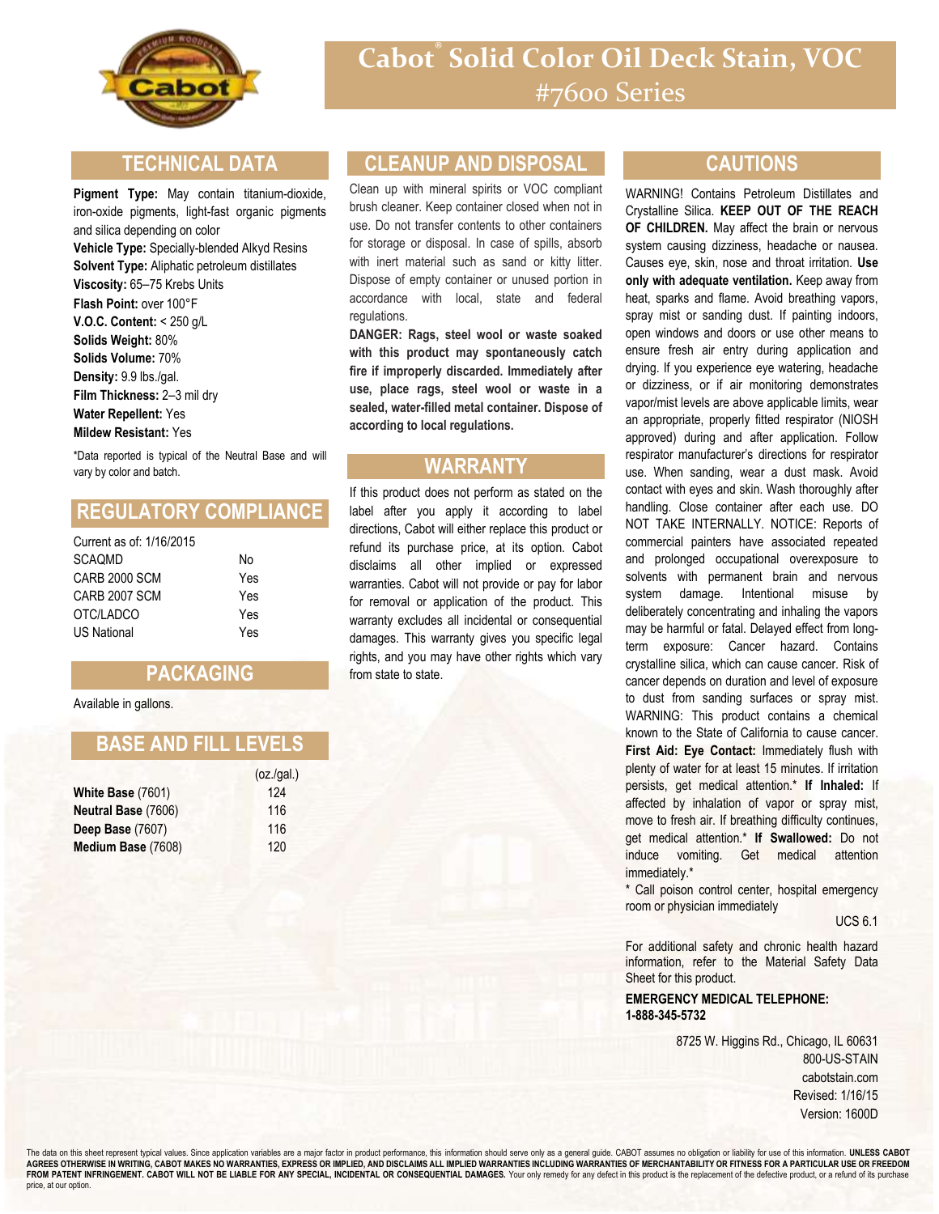# Cabot® Solid Color Oil Deck Stain, VOC #7600 Series

## TECHNICAL DATA

**Pigment Type:** May contain titanium-dioxide, iron-oxide pigments, light-fast organic pigments and silica depending on color
**Vehicle Type:** Specially-blended Alkyd Resins
**Solvent Type:** Aliphatic petroleum distillates
**Viscosity:** 65–75 Krebs Units
**Flash Point:** over 100°F
**V.O.C. Content:** < 250 g/L
**Solids Weight:** 80%
**Solids Volume:** 70%
**Density:** 9.9 lbs./gal.
**Film Thickness:** 2–3 mil dry
**Water Repellent:** Yes
**Mildew Resistant:** Yes

*Data reported is typical of the Neutral Base and will vary by color and batch.

## REGULATORY COMPLIANCE

| Current as of: 1/16/2015 | |
|---|---|
| SCAQMD | No |
| CARB 2000 SCM | Yes |
| CARB 2007 SCM | Yes |
| OTC/LADCO | Yes |
| US National | Yes |

## PACKAGING

Available in gallons.

## BASE AND FILL LEVELS

| | (oz./gal.) |
|---|---|
| **White Base** (7601) | 124 |
| **Neutral Base** (7606) | 116 |
| **Deep Base** (7607) | 116 |
| **Medium Base** (7608) | 120 |

## CLEANUP AND DISPOSAL

Clean up with mineral spirits or VOC compliant brush cleaner. Keep container closed when not in use. Do not transfer contents to other containers for storage or disposal. In case of spills, absorb with inert material such as sand or kitty litter. Dispose of empty container or unused portion in accordance with local, state and federal regulations.

**DANGER: Rags, steel wool or waste soaked with this product may spontaneously catch fire if improperly discarded. Immediately after use, place rags, steel wool or waste in a sealed, water-filled metal container. Dispose of according to local regulations.**

## WARRANTY

If this product does not perform as stated on the label after you apply it according to label directions, Cabot will either replace this product or refund its purchase price, at its option. Cabot disclaims all other implied or expressed warranties. Cabot will not provide or pay for labor for removal or application of the product. This warranty excludes all incidental or consequential damages. This warranty gives you specific legal rights, and you may have other rights which vary from state to state.

## CAUTIONS

WARNING! Contains Petroleum Distillates and Crystalline Silica. **KEEP OUT OF THE REACH OF CHILDREN.** May affect the brain or nervous system causing dizziness, headache or nausea. Causes eye, skin, nose and throat irritation. **Use only with adequate ventilation.** Keep away from heat, sparks and flame. Avoid breathing vapors, spray mist or sanding dust. If painting indoors, open windows and doors or use other means to ensure fresh air entry during application and drying. If you experience eye watering, headache or dizziness, or if air monitoring demonstrates vapor/mist levels are above applicable limits, wear an appropriate, properly fitted respirator (NIOSH approved) during and after application. Follow respirator manufacturer's directions for respirator use. When sanding, wear a dust mask. Avoid contact with eyes and skin. Wash thoroughly after handling. Close container after each use. DO NOT TAKE INTERNALLY. NOTICE: Reports of commercial painters have associated repeated and prolonged occupational overexposure to solvents with permanent brain and nervous system damage. Intentional misuse by deliberately concentrating and inhaling the vapors may be harmful or fatal. Delayed effect from long-term exposure: Cancer hazard. Contains crystalline silica, which can cause cancer. Risk of cancer depends on duration and level of exposure to dust from sanding surfaces or spray mist. WARNING: This product contains a chemical known to the State of California to cause cancer. **First Aid: Eye Contact:** Immediately flush with plenty of water for at least 15 minutes. If irritation persists, get medical attention.* **If Inhaled:** If affected by inhalation of vapor or spray mist, move to fresh air. If breathing difficulty continues, get medical attention.* **If Swallowed:** Do not induce vomiting. Get medical attention immediately.*

* Call poison control center, hospital emergency room or physician immediately

UCS 6.1

For additional safety and chronic health hazard information, refer to the Material Safety Data Sheet for this product.

**EMERGENCY MEDICAL TELEPHONE: 1-888-345-5732**

8725 W. Higgins Rd., Chicago, IL 60631
800-US-STAIN
cabotstain.com
Revised: 1/16/15
Version: 1600D

The data on this sheet represent typical values. Since application variables are a major factor in product performance, this information should serve only as a general guide. CABOT assumes no obligation or liability for use of this information. **UNLESS CABOT AGREES OTHERWISE IN WRITING, CABOT MAKES NO WARRANTIES, EXPRESS OR IMPLIED, AND DISCLAIMS ALL IMPLIED WARRANTIES INCLUDING WARRANTIES OF MERCHANTABILITY OR FITNESS FOR A PARTICULAR USE OR FREEDOM FROM PATENT INFRINGEMENT. CABOT WILL NOT BE LIABLE FOR ANY SPECIAL, INCIDENTAL OR CONSEQUENTIAL DAMAGES.** Your only remedy for any defect in this product is the replacement of the defective product, or a refund of its purchase price, at our option.